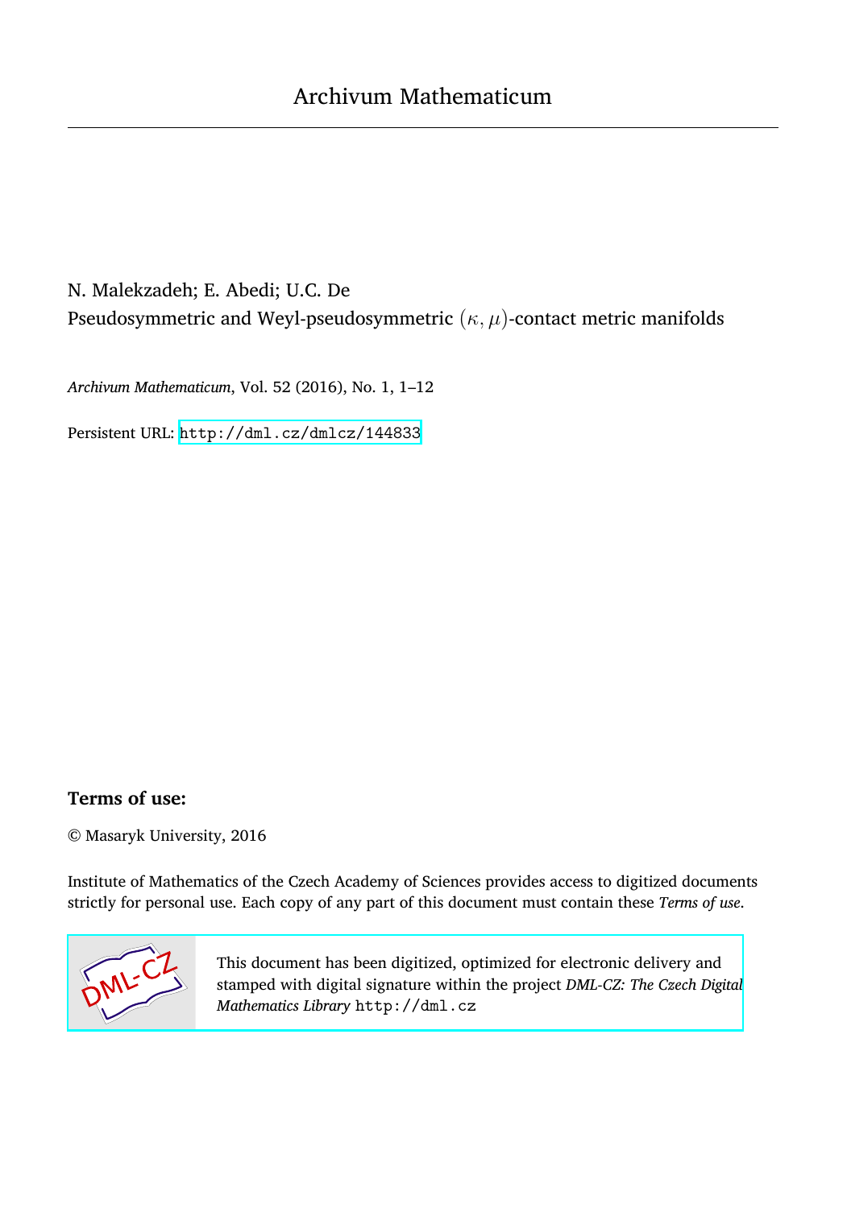# Archivum Mathematicum

N. Malekzadeh; E. Abedi; U.C. De

Pseudosymmetric and Weyl-pseudosymmetric $(\kappa, \mu)$-contact metric manifolds

*Archivum Mathematicum*, Vol. 52 (2016), No. 1, 1–12

Persistent URL: http://dml.cz/dmlcz/144833

## Terms of use:

© Masaryk University, 2016

Institute of Mathematics of the Czech Academy of Sciences provides access to digitized documents strictly for personal use. Each copy of any part of this document must contain these *Terms of use*.

This document has been digitized, optimized for electronic delivery and stamped with digital signature within the project *DML-CZ: The Czech Digital Mathematics Library* http://dml.cz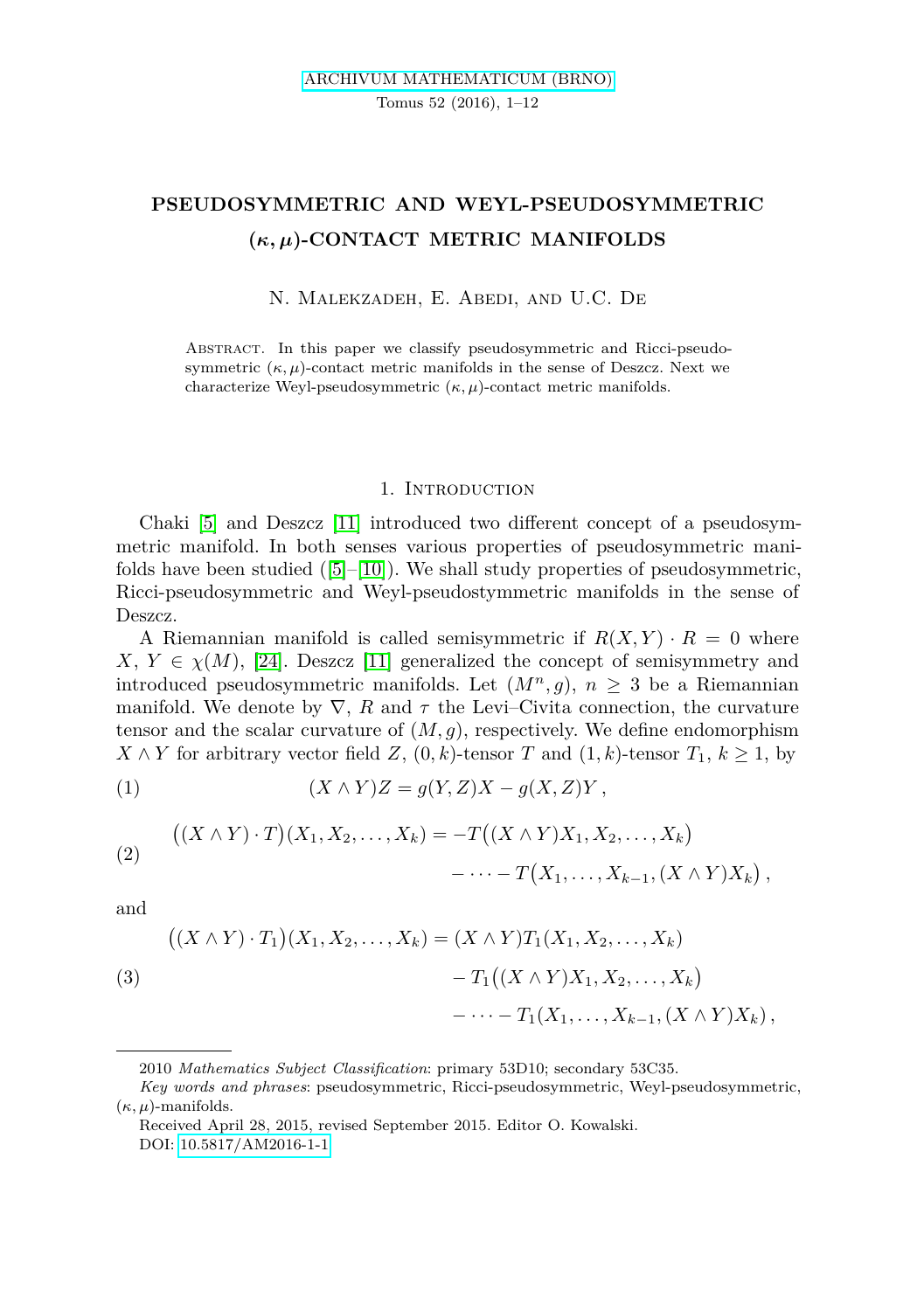# PSEUDOSYMMETRIC AND WEYL-PSEUDOSYMMETRIC $(\kappa, \mu)$-CONTACT METRIC MANIFOLDS

N. Malekzadeh, E. Abedi, and U.C. De

Abstract. In this paper we classify pseudosymmetric and Ricci-pseudosymmetric $(\kappa, \mu)$-contact metric manifolds in the sense of Deszcz. Next we characterize Weyl-pseudosymmetric $(\kappa, \mu)$-contact metric manifolds.

## 1. Introduction

Chaki [5] and Deszcz [11] introduced two different concept of a pseudosymmetric manifold. In both senses various properties of pseudosymmetric manifolds have been studied ([5]–[10]). We shall study properties of pseudosymmetric, Ricci-pseudosymmetric and Weyl-pseudostymmetric manifolds in the sense of Deszcz.

A Riemannian manifold is called semisymmetric if $R(X,Y)\cdot R = 0$ where $X,\, Y \in \chi(M)$, [24]. Deszcz [11] generalized the concept of semisymmetry and introduced pseudosymmetric manifolds. Let $(M^n, g)$, $n \geq 3$ be a Riemannian manifold. We denote by $\nabla$, $R$ and $\tau$ the Levi–Civita connection, the curvature tensor and the scalar curvature of $(M,g)$, respectively. We define endomorphism $X \wedge Y$ for arbitrary vector field $Z$, $(0,k)$-tensor $T$ and $(1,k)$-tensor $T_1$, $k \geq 1$, by

$$(X \wedge Y)Z = g(Y,Z)X - g(X,Z)Y\,, \tag{1}$$

$$\begin{aligned}\big((X \wedge Y)\cdot T\big)(X_1, X_2, \dots, X_k) = &-T\big((X\wedge Y)X_1, X_2, \dots, X_k\big)\\ &- \dots - T\big(X_1, \dots, X_{k-1}, (X \wedge Y)X_k\big)\,,\end{aligned} \tag{2}$$

and

$$\begin{aligned}\big((X \wedge Y)\cdot T_1\big)(X_1, X_2, \dots, X_k) = &\,(X\wedge Y)T_1(X_1, X_2, \dots, X_k)\\ &- T_1\big((X\wedge Y)X_1, X_2, \dots, X_k\big)\\ &- \dots - T_1(X_1, \dots, X_{k-1}, (X\wedge Y)X_k)\,,\end{aligned} \tag{3}$$

---

2010 *Mathematics Subject Classification*: primary 53D10; secondary 53C35.

*Key words and phrases*: pseudosymmetric, Ricci-pseudosymmetric, Weyl-pseudosymmetric, $(\kappa, \mu)$-manifolds.

Received April 28, 2015, revised September 2015. Editor O. Kowalski.

DOI: 10.5817/AM2016-1-1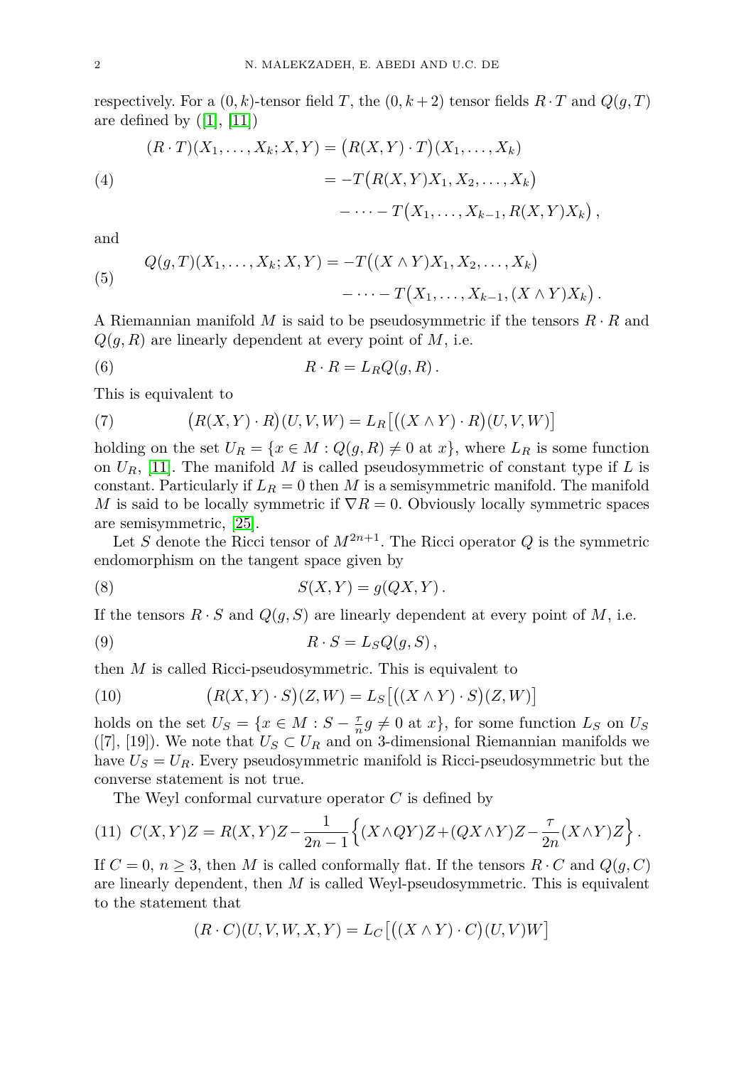respectively. For a $(0,k)$-tensor field $T$, the $(0,k+2)$ tensor fields $R\cdot T$ and $Q(g,T)$ are defined by ([1], [11])

$$
\begin{aligned}
(R\cdot T)(X_1,\ldots,X_k;X,Y) &= \big(R(X,Y)\cdot T\big)(X_1,\ldots,X_k)\\
&= -T\big(R(X,Y)X_1,X_2,\ldots,X_k\big)\\
&\quad -\cdots - T\big(X_1,\ldots,X_{k-1},R(X,Y)X_k\big)\,,
\end{aligned}
\tag{4}
$$

and

$$
\begin{aligned}
Q(g,T)(X_1,\ldots,X_k;X,Y) &= -T\big((X\wedge Y)X_1,X_2,\ldots,X_k\big)\\
&\quad -\cdots - T\big(X_1,\ldots,X_{k-1},(X\wedge Y)X_k\big)\,.
\end{aligned}
\tag{5}
$$

A Riemannian manifold $M$ is said to be pseudosymmetric if the tensors $R\cdot R$ and $Q(g,R)$ are linearly dependent at every point of $M$, i.e.

$$
R\cdot R = L_R Q(g,R)\,. \tag{6}
$$

This is equivalent to

$$
\big(R(X,Y)\cdot R\big)(U,V,W) = L_R\big[\big((X\wedge Y)\cdot R\big)(U,V,W)\big] \tag{7}
$$

holding on the set $U_R=\{x\in M : Q(g,R)\neq 0 \text{ at } x\}$, where $L_R$ is some function on $U_R$, [11]. The manifold $M$ is called pseudosymmetric of constant type if $L$ is constant. Particularly if $L_R=0$ then $M$ is a semisymmetric manifold. The manifold $M$ is said to be locally symmetric if $\nabla R=0$. Obviously locally symmetric spaces are semisymmetric, [25].

Let $S$ denote the Ricci tensor of $M^{2n+1}$. The Ricci operator $Q$ is the symmetric endomorphism on the tangent space given by

$$
S(X,Y) = g(QX,Y)\,. \tag{8}
$$

If the tensors $R\cdot S$ and $Q(g,S)$ are linearly dependent at every point of $M$, i.e.

$$
R\cdot S = L_S Q(g,S)\,, \tag{9}
$$

then $M$ is called Ricci-pseudosymmetric. This is equivalent to

$$
\big(R(X,Y)\cdot S\big)(Z,W) = L_S\big[\big((X\wedge Y)\cdot S\big)(Z,W)\big] \tag{10}
$$

holds on the set $U_S=\{x\in M : S-\frac{\tau}{n}g\neq 0 \text{ at } x\}$, for some function $L_S$ on $U_S$ ([7], [19]). We note that $U_S\subset U_R$ and on 3-dimensional Riemannian manifolds we have $U_S=U_R$. Every pseudosymmetric manifold is Ricci-pseudosymmetric but the converse statement is not true.

The Weyl conformal curvature operator $C$ is defined by

$$
C(X,Y)Z = R(X,Y)Z - \frac{1}{2n-1}\Big\{(X\wedge QY)Z + (QX\wedge Y)Z - \frac{\tau}{2n}(X\wedge Y)Z\Big\}\,. \tag{11}
$$

If $C=0$, $n\geq 3$, then $M$ is called conformally flat. If the tensors $R\cdot C$ and $Q(g,C)$ are linearly dependent, then $M$ is called Weyl-pseudosymmetric. This is equivalent to the statement that

$$
(R\cdot C)(U,V,W,X,Y) = L_C\big[\big((X\wedge Y)\cdot C\big)(U,V)W\big]
$$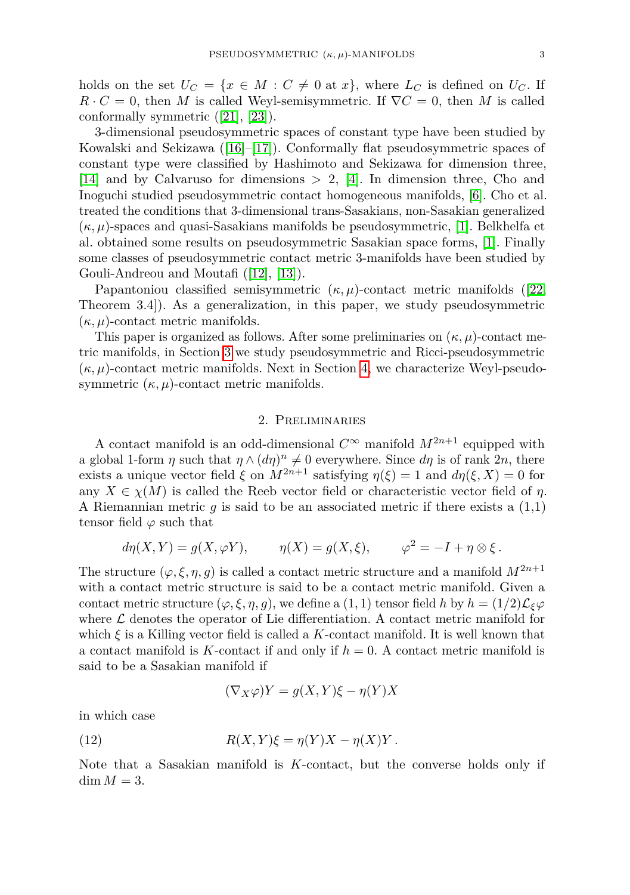holds on the set $U_C = \{x \in M : C \neq 0 \text{ at } x\}$, where $L_C$ is defined on $U_C$. If $R \cdot C = 0$, then $M$ is called Weyl-semisymmetric. If $\nabla C = 0$, then $M$ is called conformally symmetric ([21], [23]).

3-dimensional pseudosymmetric spaces of constant type have been studied by Kowalski and Sekizawa ([16]–[17]). Conformally flat pseudosymmetric spaces of constant type were classified by Hashimoto and Sekizawa for dimension three, [14] and by Calvaruso for dimensions $> 2$, [4]. In dimension three, Cho and Inoguchi studied pseudosymmetric contact homogeneous manifolds, [6]. Cho et al. treated the conditions that 3-dimensional trans-Sasakians, non-Sasakian generalized $(\kappa, \mu)$-spaces and quasi-Sasakians manifolds be pseudosymmetric, [1]. Belkhelfa et al. obtained some results on pseudosymmetric Sasakian space forms, [1]. Finally some classes of pseudosymmetric contact metric 3-manifolds have been studied by Gouli-Andreou and Moutafi ([12], [13]).

Papantoniou classified semisymmetric $(\kappa, \mu)$-contact metric manifolds ([22, Theorem 3.4]). As a generalization, in this paper, we study pseudosymmetric $(\kappa, \mu)$-contact metric manifolds.

This paper is organized as follows. After some preliminaries on $(\kappa, \mu)$-contact metric manifolds, in Section 3 we study pseudosymmetric and Ricci-pseudosymmetric $(\kappa, \mu)$-contact metric manifolds. Next in Section 4, we characterize Weyl-pseudosymmetric $(\kappa, \mu)$-contact metric manifolds.

## 2. Preliminaries

A contact manifold is an odd-dimensional $C^\infty$ manifold $M^{2n+1}$ equipped with a global 1-form $\eta$ such that $\eta \wedge (d\eta)^n \neq 0$ everywhere. Since $d\eta$ is of rank $2n$, there exists a unique vector field $\xi$ on $M^{2n+1}$ satisfying $\eta(\xi) = 1$ and $d\eta(\xi, X) = 0$ for any $X \in \chi(M)$ is called the Reeb vector field or characteristic vector field of $\eta$. A Riemannian metric $g$ is said to be an associated metric if there exists a (1,1) tensor field $\varphi$ such that

$$d\eta(X, Y) = g(X, \varphi Y), \qquad \eta(X) = g(X, \xi), \qquad \varphi^2 = -I + \eta \otimes \xi\,.$$

The structure $(\varphi, \xi, \eta, g)$ is called a contact metric structure and a manifold $M^{2n+1}$ with a contact metric structure is said to be a contact metric manifold. Given a contact metric structure $(\varphi, \xi, \eta, g)$, we define a $(1,1)$ tensor field $h$ by $h = (1/2)\mathcal{L}_\xi \varphi$ where $\mathcal{L}$ denotes the operator of Lie differentiation. A contact metric manifold for which $\xi$ is a Killing vector field is called a $K$-contact manifold. It is well known that a contact manifold is $K$-contact if and only if $h = 0$. A contact metric manifold is said to be a Sasakian manifold if

$$(\nabla_X \varphi)Y = g(X, Y)\xi - \eta(Y)X$$

in which case

$$R(X, Y)\xi = \eta(Y)X - \eta(X)Y\,. \tag{12}$$

Note that a Sasakian manifold is $K$-contact, but the converse holds only if $\dim M = 3$.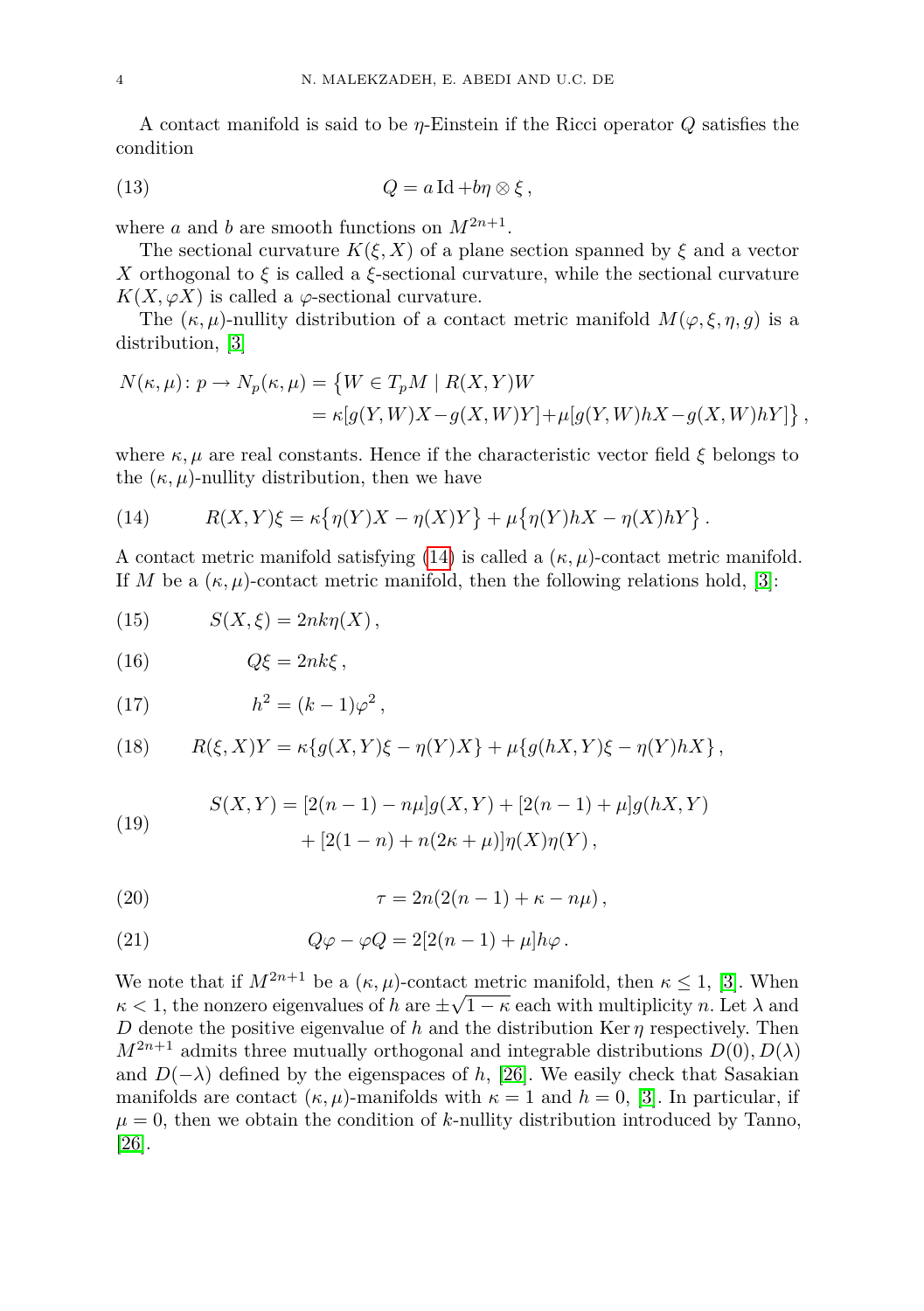A contact manifold is said to be $\eta$-Einstein if the Ricci operator $Q$ satisfies the condition

$$Q = a\,\mathrm{Id} + b\eta \otimes \xi\,, \tag{13}$$

where $a$ and $b$ are smooth functions on $M^{2n+1}$.

The sectional curvature $K(\xi, X)$ of a plane section spanned by $\xi$ and a vector $X$ orthogonal to $\xi$ is called a $\xi$-sectional curvature, while the sectional curvature $K(X, \varphi X)$ is called a $\varphi$-sectional curvature.

The $(\kappa, \mu)$-nullity distribution of a contact metric manifold $M(\varphi, \xi, \eta, g)$ is a distribution, [3]

$$\begin{aligned} N(\kappa,\mu)\colon p \to N_p(\kappa,\mu) = \big\{ &W \in T_pM \mid R(X,Y)W \\ &= \kappa[g(Y,W)X - g(X,W)Y] + \mu[g(Y,W)hX - g(X,W)hY] \big\}\,, \end{aligned}$$

where $\kappa, \mu$ are real constants. Hence if the characteristic vector field $\xi$ belongs to the $(\kappa, \mu)$-nullity distribution, then we have

$$R(X,Y)\xi = \kappa\big\{\eta(Y)X - \eta(X)Y\big\} + \mu\big\{\eta(Y)hX - \eta(X)hY\big\}\,. \tag{14}$$

A contact metric manifold satisfying (14) is called a $(\kappa, \mu)$-contact metric manifold. If $M$ be a $(\kappa, \mu)$-contact metric manifold, then the following relations hold, [3]:

$$S(X,\xi) = 2nk\eta(X)\,, \tag{15}$$

$$Q\xi = 2nk\xi\,, \tag{16}$$

$$h^2 = (k-1)\varphi^2\,, \tag{17}$$

$$R(\xi,X)Y = \kappa\{g(X,Y)\xi - \eta(Y)X\} + \mu\{g(hX,Y)\xi - \eta(Y)hX\}\,, \tag{18}$$

$$\begin{aligned} S(X,Y) = {} & [2(n-1) - n\mu]g(X,Y) + [2(n-1) + \mu]g(hX,Y) \\ & + [2(1-n) + n(2\kappa + \mu)]\eta(X)\eta(Y)\,, \end{aligned} \tag{19}$$

$$\tau = 2n(2(n-1) + \kappa - n\mu)\,, \tag{20}$$

$$Q\varphi - \varphi Q = 2[2(n-1) + \mu]h\varphi\,. \tag{21}$$

We note that if $M^{2n+1}$ be a $(\kappa, \mu)$-contact metric manifold, then $\kappa \leq 1$, [3]. When $\kappa < 1$, the nonzero eigenvalues of $h$ are $\pm\sqrt{1-\kappa}$ each with multiplicity $n$. Let $\lambda$ and $D$ denote the positive eigenvalue of $h$ and the distribution $\operatorname{Ker}\eta$ respectively. Then $M^{2n+1}$ admits three mutually orthogonal and integrable distributions $D(0), D(\lambda)$ and $D(-\lambda)$ defined by the eigenspaces of $h$, [26]. We easily check that Sasakian manifolds are contact $(\kappa, \mu)$-manifolds with $\kappa = 1$ and $h = 0$, [3]. In particular, if $\mu = 0$, then we obtain the condition of $k$-nullity distribution introduced by Tanno, [26].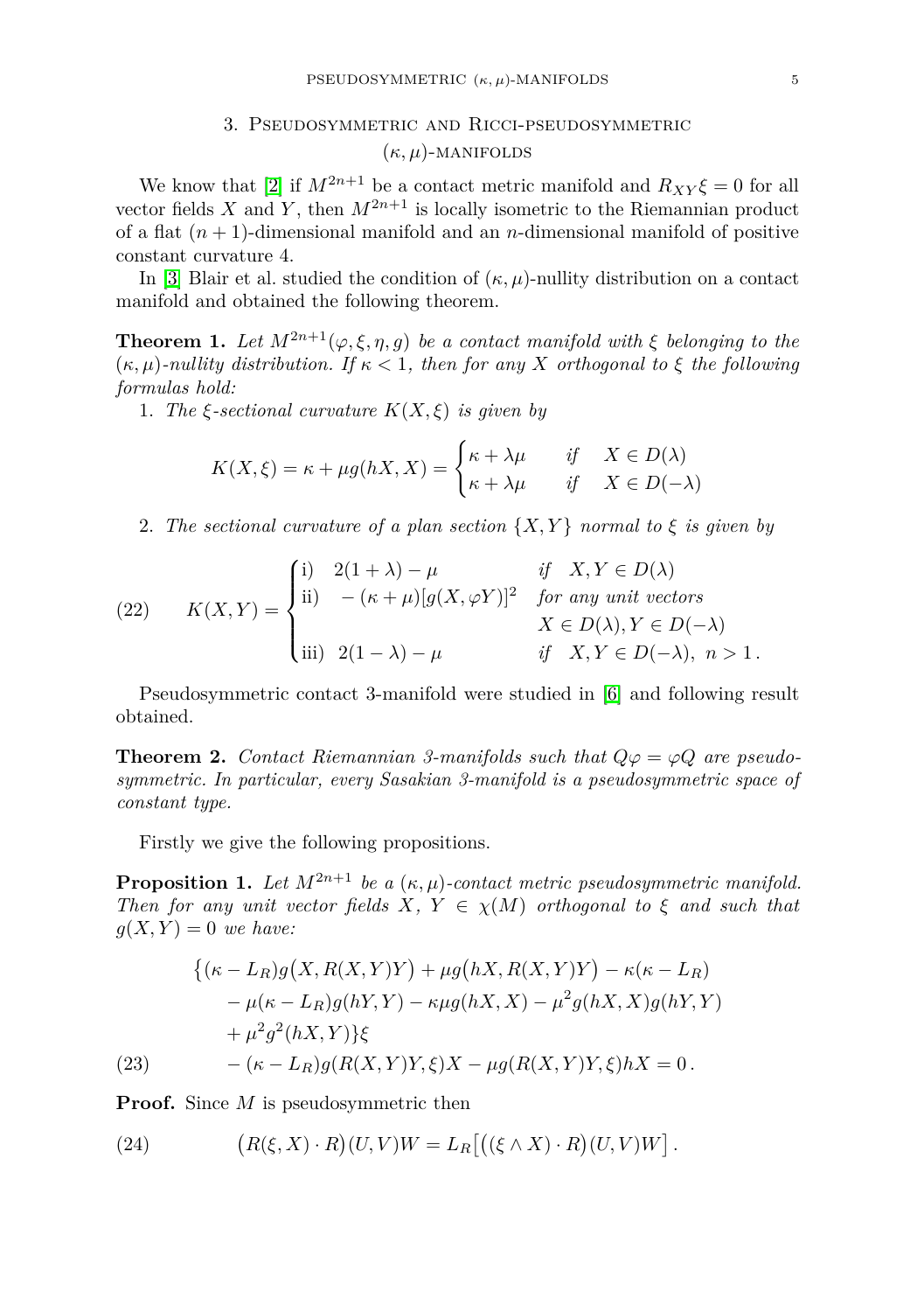## 3. Pseudosymmetric and Ricci-pseudosymmetric $(\kappa, \mu)$-manifolds

We know that [2] if $M^{2n+1}$ be a contact metric manifold and $R_{XY}\xi = 0$ for all vector fields $X$ and $Y$, then $M^{2n+1}$ is locally isometric to the Riemannian product of a flat $(n+1)$-dimensional manifold and an $n$-dimensional manifold of positive constant curvature 4.

In [3] Blair et al. studied the condition of $(\kappa, \mu)$-nullity distribution on a contact manifold and obtained the following theorem.

**Theorem 1.** *Let $M^{2n+1}(\varphi, \xi, \eta, g)$ be a contact manifold with $\xi$ belonging to the $(\kappa, \mu)$-nullity distribution. If $\kappa < 1$, then for any $X$ orthogonal to $\xi$ the following formulas hold:*

1. *The $\xi$-sectional curvature $K(X, \xi)$ is given by*

$$K(X, \xi) = \kappa + \mu g(hX, X) = \begin{cases} \kappa + \lambda\mu & \text{if} \quad X \in D(\lambda) \\ \kappa + \lambda\mu & \text{if} \quad X \in D(-\lambda) \end{cases}$$

2. *The sectional curvature of a plan section $\{X, Y\}$ normal to $\xi$ is given by*

$$K(X, Y) = \begin{cases} \text{i)} \quad 2(1+\lambda) - \mu & \text{if} \quad X, Y \in D(\lambda) \\ \text{ii)} \quad -(\kappa+\mu)[g(X, \varphi Y)]^2 & \text{for any unit vectors} \\ & X \in D(\lambda), Y \in D(-\lambda) \\ \text{iii)} \;\; 2(1-\lambda) - \mu & \text{if} \quad X, Y \in D(-\lambda),\; n > 1\,. \end{cases} \tag{22}$$

Pseudosymmetric contact 3-manifold were studied in [6] and following result obtained.

**Theorem 2.** *Contact Riemannian 3-manifolds such that $Q\varphi = \varphi Q$ are pseudosymmetric. In particular, every Sasakian 3-manifold is a pseudosymmetric space of constant type.*

Firstly we give the following propositions.

**Proposition 1.** *Let $M^{2n+1}$ be a $(\kappa, \mu)$-contact metric pseudosymmetric manifold. Then for any unit vector fields $X$, $Y \in \chi(M)$ orthogonal to $\xi$ and such that $g(X, Y) = 0$ we have:*

$$\begin{aligned} &\big\{(\kappa - L_R) g\big(X, R(X, Y)Y\big) + \mu g\big(hX, R(X, Y)Y\big) - \kappa(\kappa - L_R) \\ &\quad - \mu(\kappa - L_R) g(hY, Y) - \kappa\mu g(hX, X) - \mu^2 g(hX, X) g(hY, Y) \\ &\quad + \mu^2 g^2(hX, Y)\big\}\xi \\ &\quad - (\kappa - L_R) g(R(X, Y)Y, \xi) X - \mu g(R(X, Y)Y, \xi) hX = 0\,. \end{aligned} \tag{23}$$

**Proof.** Since $M$ is pseudosymmetric then

$$\big(R(\xi, X) \cdot R\big)(U, V)W = L_R\big[\big((\xi \wedge X) \cdot R\big)(U, V)W\big]\,. \tag{24}$$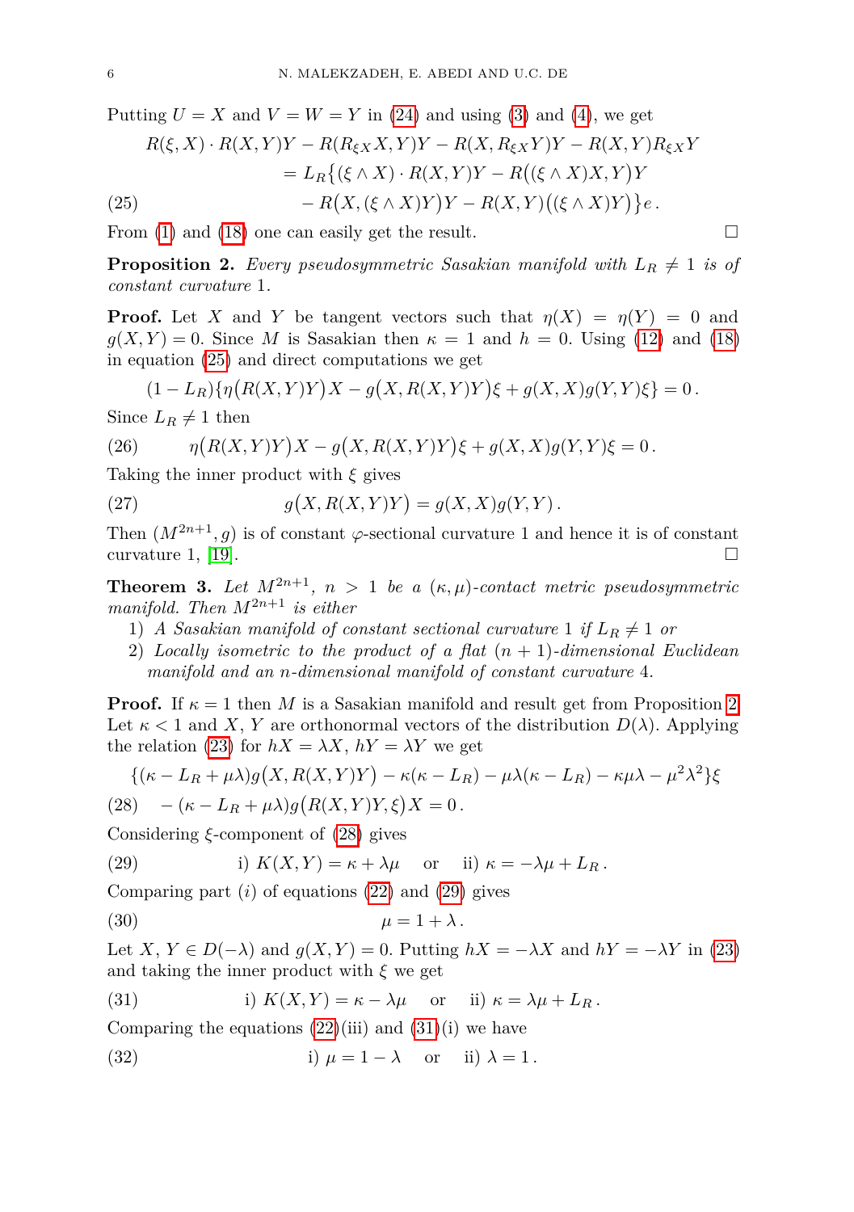Putting $U = X$ and $V = W = Y$ in (24) and using (3) and (4), we get

$$
\begin{aligned}
R(\xi, X) \cdot R(X,Y)Y - R(R_{\xi X}X, Y)Y - R(X, R_{\xi X}Y)Y - R(X,Y)R_{\xi X}Y \\
= L_R\big\{(\xi \wedge X) \cdot R(X,Y)Y - R\big((\xi \wedge X)X, Y\big)Y \\
- R\big(X, (\xi \wedge X)Y\big)Y - R(X,Y)\big((\xi \wedge X)Y\big)\big\}e\,. 
\end{aligned}
\tag{25}
$$

From (1) and (18) one can easily get the result. □

**Proposition 2.** *Every pseudosymmetric Sasakian manifold with $L_R \neq 1$ is of constant curvature* 1.

**Proof.** Let $X$ and $Y$ be tangent vectors such that $\eta(X) = \eta(Y) = 0$ and $g(X,Y) = 0$. Since $M$ is Sasakian then $\kappa = 1$ and $h = 0$. Using (12) and (18) in equation (25) and direct computations we get

$$
(1 - L_R)\{\eta\big(R(X,Y)Y\big)X - g\big(X, R(X,Y)Y\big)\xi + g(X,X)g(Y,Y)\xi\} = 0\,.
$$

Since $L_R \neq 1$ then

$$
\eta\big(R(X,Y)Y\big)X - g\big(X, R(X,Y)Y\big)\xi + g(X,X)g(Y,Y)\xi = 0\,. \tag{26}
$$

Taking the inner product with $\xi$ gives

$$
g\big(X, R(X,Y)Y\big) = g(X,X)g(Y,Y)\,. \tag{27}
$$

Then $(M^{2n+1}, g)$ is of constant $\varphi$-sectional curvature 1 and hence it is of constant curvature 1, [19]. □

**Theorem 3.** *Let $M^{2n+1}$, $n > 1$ be a $(\kappa,\mu)$-contact metric pseudosymmetric manifold. Then $M^{2n+1}$ is either*

1) *A Sasakian manifold of constant sectional curvature 1 if $L_R \neq 1$ or*
2) *Locally isometric to the product of a flat $(n+1)$-dimensional Euclidean manifold and an $n$-dimensional manifold of constant curvature 4.*

**Proof.** If $\kappa = 1$ then $M$ is a Sasakian manifold and result get from Proposition 2. Let $\kappa < 1$ and $X$, $Y$ are orthonormal vectors of the distribution $D(\lambda)$. Applying the relation (23) for $hX = \lambda X$, $hY = \lambda Y$ we get

$$
\begin{aligned}
&\{(\kappa - L_R + \mu\lambda)g\big(X, R(X,Y)Y\big) - \kappa(\kappa - L_R) - \mu\lambda(\kappa - L_R) - \kappa\mu\lambda - \mu^2\lambda^2\}\xi \\
&- (\kappa - L_R + \mu\lambda)g\big(R(X,Y)Y, \xi\big)X = 0\,.
\end{aligned}
\tag{28}
$$

Considering $\xi$-component of (28) gives

$$
\text{i) } K(X,Y) = \kappa + \lambda\mu \quad \text{or} \quad \text{ii) } \kappa = -\lambda\mu + L_R\,. \tag{29}
$$

Comparing part $(i)$ of equations (22) and (29) gives

$$
\mu = 1 + \lambda\,. \tag{30}
$$

Let $X$, $Y \in D(-\lambda)$ and $g(X,Y) = 0$. Putting $hX = -\lambda X$ and $hY = -\lambda Y$ in (23) and taking the inner product with $\xi$ we get

$$
\text{i) } K(X,Y) = \kappa - \lambda\mu \quad \text{or} \quad \text{ii) } \kappa = \lambda\mu + L_R\,. \tag{31}
$$

Comparing the equations (22)(iii) and (31)(i) we have

$$
\text{i) } \mu = 1 - \lambda \quad \text{or} \quad \text{ii) } \lambda = 1\,. \tag{32}
$$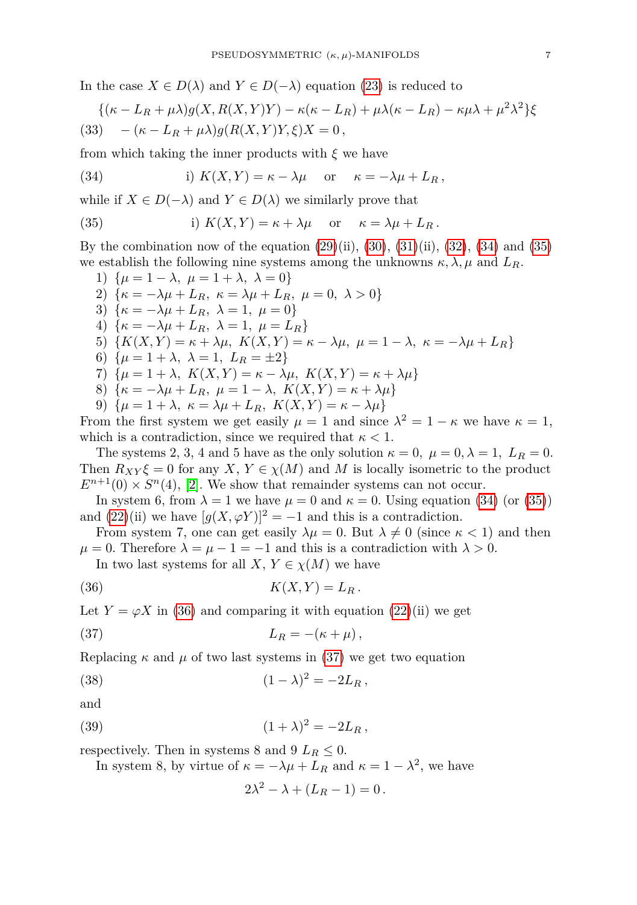In the case $X \in D(\lambda)$ and $Y \in D(-\lambda)$ equation (23) is reduced to

$$
\begin{aligned}
&\{(\kappa - L_R + \mu\lambda) g(X, R(X,Y)Y) - \kappa(\kappa - L_R) + \mu\lambda(\kappa - L_R) - \kappa\mu\lambda + \mu^2\lambda^2\}\xi \\
&- (\kappa - L_R + \mu\lambda) g(R(X,Y)Y, \xi)X = 0\,,
\end{aligned} \tag{33}
$$

from which taking the inner products with $\xi$ we have

$$
\text{i) } K(X,Y) = \kappa - \lambda\mu \quad \text{or} \quad \kappa = -\lambda\mu + L_R\,, \tag{34}
$$

while if $X \in D(-\lambda)$ and $Y \in D(\lambda)$ we similarly prove that

$$
\text{i) } K(X,Y) = \kappa + \lambda\mu \quad \text{or} \quad \kappa = \lambda\mu + L_R\,. \tag{35}
$$

By the combination now of the equation (29)(ii), (30), (31)(ii), (32), (34) and (35) we establish the following nine systems among the unknowns $\kappa, \lambda, \mu$ and $L_R$.

1) $\{\mu = 1 - \lambda,\ \mu = 1 + \lambda,\ \lambda = 0\}$
2) $\{\kappa = -\lambda\mu + L_R,\ \kappa = \lambda\mu + L_R,\ \mu = 0,\ \lambda > 0\}$
3) $\{\kappa = -\lambda\mu + L_R,\ \lambda = 1,\ \mu = 0\}$
4) $\{\kappa = -\lambda\mu + L_R,\ \lambda = 1,\ \mu = L_R\}$
5) $\{K(X,Y) = \kappa + \lambda\mu,\ K(X,Y) = \kappa - \lambda\mu,\ \mu = 1 - \lambda,\ \kappa = -\lambda\mu + L_R\}$
6) $\{\mu = 1 + \lambda,\ \lambda = 1,\ L_R = \pm 2\}$
7) $\{\mu = 1 + \lambda,\ K(X,Y) = \kappa - \lambda\mu,\ K(X,Y) = \kappa + \lambda\mu\}$
8) $\{\kappa = -\lambda\mu + L_R,\ \mu = 1 - \lambda,\ K(X,Y) = \kappa + \lambda\mu\}$
9) $\{\mu = 1 + \lambda,\ \kappa = \lambda\mu + L_R,\ K(X,Y) = \kappa - \lambda\mu\}$

From the first system we get easily $\mu = 1$ and since $\lambda^2 = 1 - \kappa$ we have $\kappa = 1$, which is a contradiction, since we required that $\kappa < 1$.

The systems 2, 3, 4 and 5 have as the only solution $\kappa = 0,\ \mu = 0, \lambda = 1,\ L_R = 0$. Then $R_{XY}\xi = 0$ for any $X,\ Y \in \chi(M)$ and $M$ is locally isometric to the product $E^{n+1}(0) \times S^n(4)$, [2]. We show that remainder systems can not occur.

In system 6, from $\lambda = 1$ we have $\mu = 0$ and $\kappa = 0$. Using equation (34) (or (35)) and (22)(ii) we have $[g(X, \varphi Y)]^2 = -1$ and this is a contradiction.

From system 7, one can get easily $\lambda\mu = 0$. But $\lambda \neq 0$ (since $\kappa < 1$) and then $\mu = 0$. Therefore $\lambda = \mu - 1 = -1$ and this is a contradiction with $\lambda > 0$.

In two last systems for all $X,\ Y \in \chi(M)$ we have

$$
K(X,Y) = L_R\,. \tag{36}
$$

Let $Y = \varphi X$ in (36) and comparing it with equation (22)(ii) we get

$$
L_R = -(\kappa + \mu)\,, \tag{37}
$$

Replacing $\kappa$ and $\mu$ of two last systems in (37) we get two equation

$$
(1 - \lambda)^2 = -2L_R\,, \tag{38}
$$

and

$$
(1 + \lambda)^2 = -2L_R\,, \tag{39}
$$

respectively. Then in systems 8 and 9 $L_R \leq 0$.

In system 8, by virtue of $\kappa = -\lambda\mu + L_R$ and $\kappa = 1 - \lambda^2$, we have

$$
2\lambda^2 - \lambda + (L_R - 1) = 0\,.
$$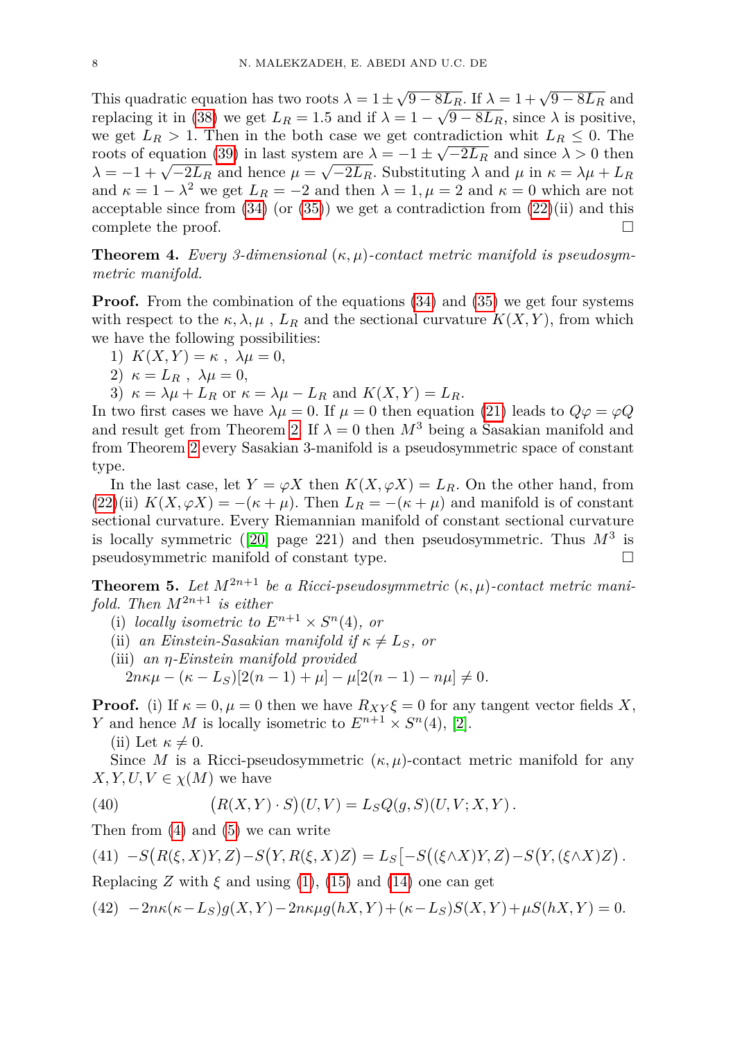This quadratic equation has two roots $\lambda = 1 \pm \sqrt{9 - 8L_R}$. If $\lambda = 1 + \sqrt{9 - 8L_R}$ and replacing it in (38) we get $L_R = 1.5$ and if $\lambda = 1 - \sqrt{9 - 8L_R}$, since $\lambda$ is positive, we get $L_R > 1$. Then in the both case we get contradiction whit $L_R \leq 0$. The roots of equation (39) in last system are $\lambda = -1 \pm \sqrt{-2L_R}$ and since $\lambda > 0$ then $\lambda = -1 + \sqrt{-2L_R}$ and hence $\mu = \sqrt{-2L_R}$. Substituting $\lambda$ and $\mu$ in $\kappa = \lambda\mu + L_R$ and $\kappa = 1 - \lambda^2$ we get $L_R = -2$ and then $\lambda = 1, \mu = 2$ and $\kappa = 0$ which are not acceptable since from (34) (or (35)) we get a contradiction from (22)(ii) and this complete the proof. □

**Theorem 4.** *Every 3-dimensional $(\kappa, \mu)$-contact metric manifold is pseudosymmetric manifold.*

**Proof.** From the combination of the equations (34) and (35) we get four systems with respect to the $\kappa, \lambda, \mu$ , $L_R$ and the sectional curvature $K(X, Y)$, from which we have the following possibilities:

1) $K(X, Y) = \kappa$ , $\lambda\mu = 0$,
2) $\kappa = L_R$ , $\lambda\mu = 0$,
3) $\kappa = \lambda\mu + L_R$ or $\kappa = \lambda\mu - L_R$ and $K(X, Y) = L_R$.

In two first cases we have $\lambda\mu = 0$. If $\mu = 0$ then equation (21) leads to $Q\varphi = \varphi Q$ and result get from Theorem 2. If $\lambda = 0$ then $M^3$ being a Sasakian manifold and from Theorem 2 every Sasakian 3-manifold is a pseudosymmetric space of constant type.

In the last case, let $Y = \varphi X$ then $K(X, \varphi X) = L_R$. On the other hand, from (22)(ii) $K(X, \varphi X) = -(\kappa + \mu)$. Then $L_R = -(\kappa + \mu)$ and manifold is of constant sectional curvature. Every Riemannian manifold of constant sectional curvature is locally symmetric ([20] page 221) and then pseudosymmetric. Thus $M^3$ is pseudosymmetric manifold of constant type. □

**Theorem 5.** *Let $M^{2n+1}$ be a Ricci-pseudosymmetric $(\kappa, \mu)$-contact metric manifold. Then $M^{2n+1}$ is either*

(i) *locally isometric to $E^{n+1} \times S^n(4)$, or*
(ii) *an Einstein-Sasakian manifold if $\kappa \neq L_S$, or*
(iii) *an $\eta$-Einstein manifold provided*
$2n\kappa\mu - (\kappa - L_S)[2(n-1) + \mu] - \mu[2(n-1) - n\mu] \neq 0.$

**Proof.** (i) If $\kappa = 0, \mu = 0$ then we have $R_{XY}\xi = 0$ for any tangent vector fields $X$, $Y$ and hence $M$ is locally isometric to $E^{n+1} \times S^n(4)$, [2].

(ii) Let $\kappa \neq 0$.

Since $M$ is a Ricci-pseudosymmetric $(\kappa, \mu)$-contact metric manifold for any $X, Y, U, V \in \chi(M)$ we have

$$(40) \qquad \big(R(X, Y) \cdot S\big)(U, V) = L_S Q(g, S)(U, V; X, Y).$$

Then from (4) and (5) we can write

$$(41) \quad -S\big(R(\xi, X)Y, Z\big) - S\big(Y, R(\xi, X)Z\big) = L_S\big[-S\big((\xi \wedge X)Y, Z\big) - S\big(Y, (\xi \wedge X)Z\big).$$

Replacing $Z$ with $\xi$ and using (1), (15) and (14) one can get

$$(42) \quad -2n\kappa(\kappa - L_S)g(X, Y) - 2n\kappa\mu g(hX, Y) + (\kappa - L_S)S(X, Y) + \mu S(hX, Y) = 0.$$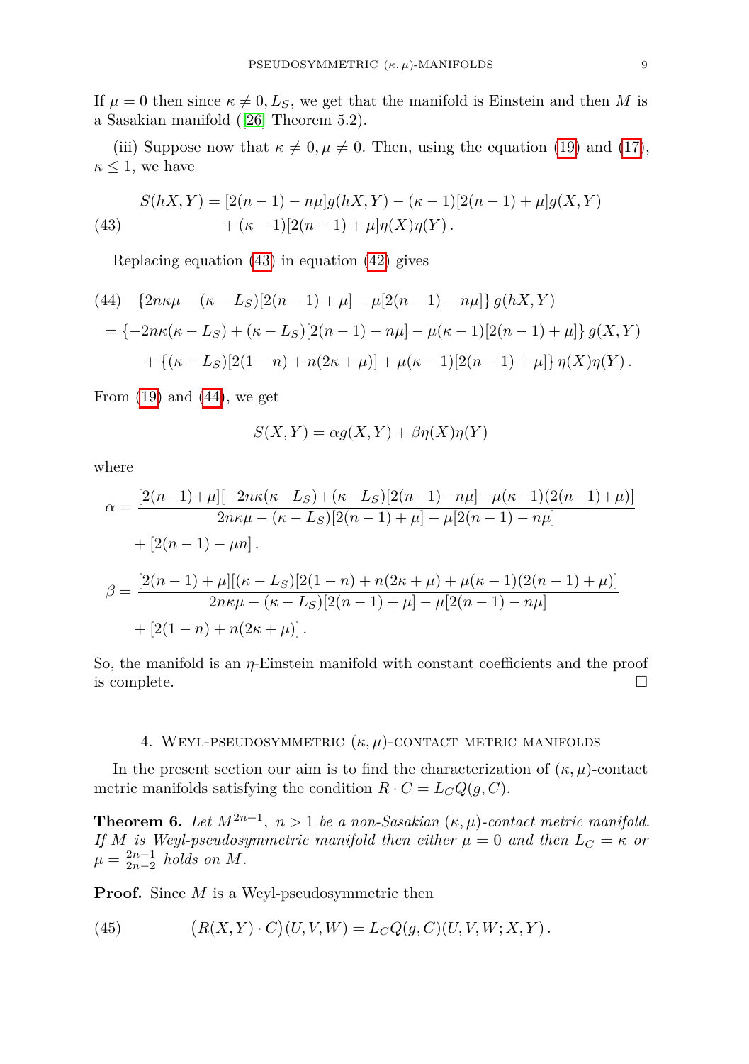If $\mu = 0$ then since $\kappa \neq 0, L_S$, we get that the manifold is Einstein and then $M$ is a Sasakian manifold ([26] Theorem 5.2).

(iii) Suppose now that $\kappa \neq 0, \mu \neq 0$. Then, using the equation (19) and (17), $\kappa \leq 1$, we have

$$
\begin{aligned}
S(hX,Y) &= [2(n-1) - n\mu]g(hX,Y) - (\kappa-1)[2(n-1)+\mu]g(X,Y) \\
&\quad + (\kappa-1)[2(n-1)+\mu]\eta(X)\eta(Y)\,.
\end{aligned} \tag{43}
$$

Replacing equation (43) in equation (42) gives

$$
\begin{aligned}
&\{2n\kappa\mu - (\kappa - L_S)[2(n-1)+\mu] - \mu[2(n-1) - n\mu]\}\, g(hX,Y) \\
&= \{-2n\kappa(\kappa - L_S) + (\kappa - L_S)[2(n-1) - n\mu] - \mu(\kappa-1)[2(n-1)+\mu]\}\, g(X,Y) \\
&\quad + \{(\kappa - L_S)[2(1-n) + n(2\kappa+\mu)] + \mu(\kappa-1)[2(n-1)+\mu]\}\, \eta(X)\eta(Y)\,.
\end{aligned} \tag{44}
$$

From (19) and (44), we get

$$
S(X,Y) = \alpha g(X,Y) + \beta\eta(X)\eta(Y)
$$

where

$$
\begin{aligned}
\alpha &= \frac{[2(n-1)+\mu][-2n\kappa(\kappa-L_S)+(\kappa-L_S)[2(n-1)-n\mu]-\mu(\kappa-1)(2(n-1)+\mu)]}{2n\kappa\mu - (\kappa - L_S)[2(n-1)+\mu] - \mu[2(n-1)-n\mu]} \\
&\quad + [2(n-1) - \mu n]\,.
\end{aligned}
$$

$$
\begin{aligned}
\beta &= \frac{[2(n-1)+\mu][(\kappa - L_S)[2(1-n) + n(2\kappa+\mu) + \mu(\kappa-1)(2(n-1)+\mu)]}{2n\kappa\mu - (\kappa - L_S)[2(n-1)+\mu] - \mu[2(n-1)-n\mu]} \\
&\quad + [2(1-n) + n(2\kappa+\mu)]\,.
\end{aligned}
$$

So, the manifold is an $\eta$-Einstein manifold with constant coefficients and the proof is complete. $\square$

## 4. Weyl-pseudosymmetric $(\kappa,\mu)$-contact metric manifolds

In the present section our aim is to find the characterization of $(\kappa,\mu)$-contact metric manifolds satisfying the condition $R \cdot C = L_C Q(g, C)$.

**Theorem 6.** *Let $M^{2n+1}$, $n > 1$ be a non-Sasakian $(\kappa,\mu)$-contact metric manifold. If $M$ is Weyl-pseudosymmetric manifold then either $\mu = 0$ and then $L_C = \kappa$ or $\mu = \frac{2n-1}{2n-2}$ holds on $M$.*

**Proof.** Since $M$ is a Weyl-pseudosymmetric then

$$
\big(R(X,Y)\cdot C\big)(U,V,W) = L_C Q(g,C)(U,V,W;X,Y)\,. \tag{45}
$$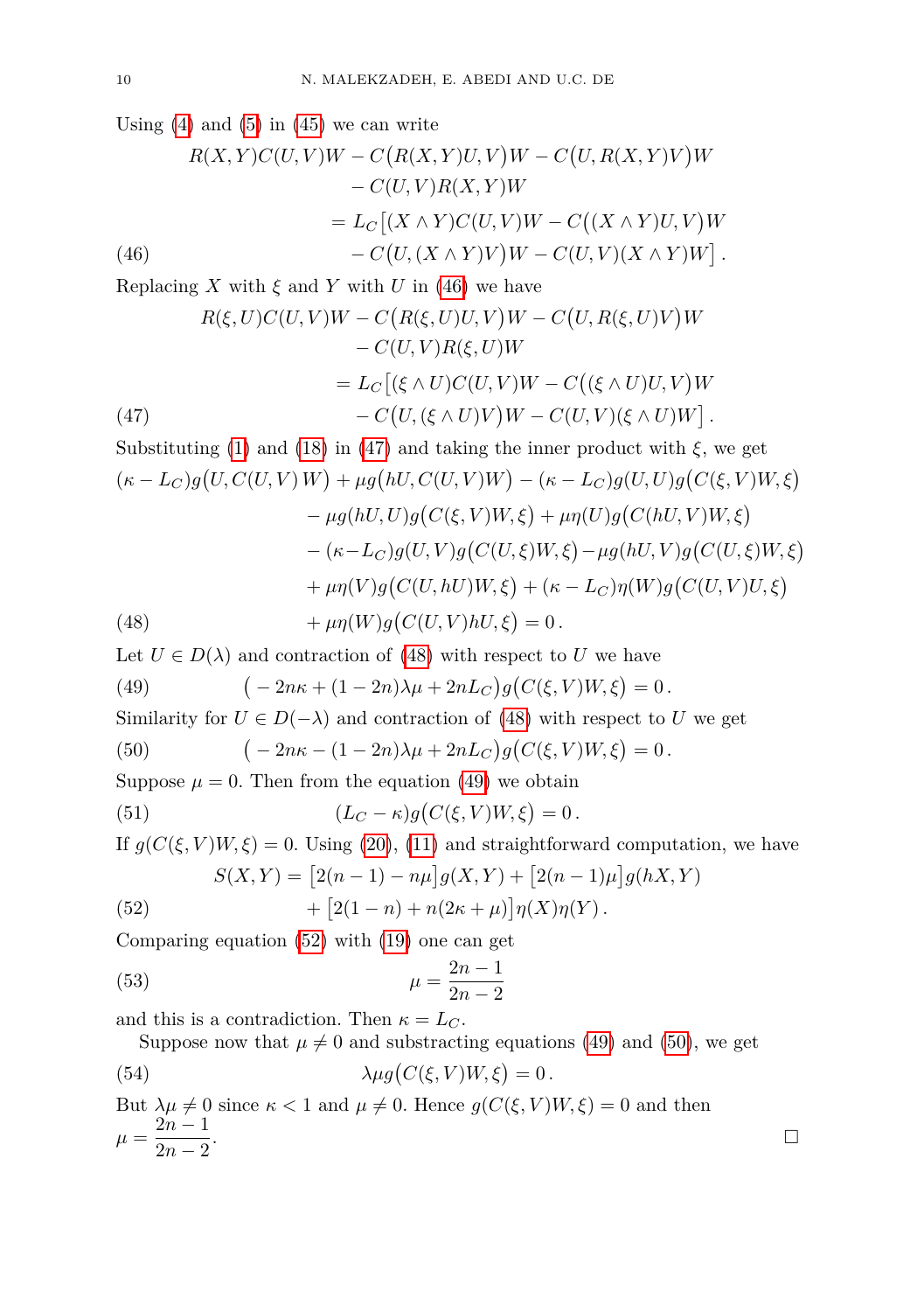Using (4) and (5) in (45) we can write

$$
\begin{aligned}
R(X,Y)C(U,V)W &- C\big(R(X,Y)U,V\big)W - C\big(U,R(X,Y)V\big)W \\
&- C(U,V)R(X,Y)W \\
&= L_C\big[(X\wedge Y)C(U,V)W - C\big((X\wedge Y)U,V\big)W \\
&\quad - C\big(U,(X\wedge Y)V\big)W - C(U,V)(X\wedge Y)W\big]\,. \qquad (46)
\end{aligned}
$$

Replacing $X$ with $\xi$ and $Y$ with $U$ in (46) we have

$$
\begin{aligned}
R(\xi,U)C(U,V)W &- C\big(R(\xi,U)U,V\big)W - C\big(U,R(\xi,U)V\big)W \\
&- C(U,V)R(\xi,U)W \\
&= L_C\big[(\xi\wedge U)C(U,V)W - C\big((\xi\wedge U)U,V\big)W \\
&\quad - C\big(U,(\xi\wedge U)V\big)W - C(U,V)(\xi\wedge U)W\big]\,. \qquad (47)
\end{aligned}
$$

Substituting (1) and (18) in (47) and taking the inner product with $\xi$, we get

$$
\begin{aligned}
(\kappa-L_C)g\big(U,C(U,V)\,W\big) &+ \mu g\big(hU,C(U,V)W\big) - (\kappa-L_C)g(U,U)g\big(C(\xi,V)W,\xi\big) \\
&- \mu g(hU,U)g\big(C(\xi,V)W,\xi\big) + \mu\eta(U)g\big(C(hU,V)W,\xi\big) \\
&- (\kappa-L_C)g(U,V)g\big(C(U,\xi)W,\xi\big) - \mu g(hU,V)g\big(C(U,\xi)W,\xi\big) \\
&+ \mu\eta(V)g\big(C(U,hU)W,\xi\big) + (\kappa-L_C)\eta(W)g\big(C(U,V)U,\xi\big) \\
&+ \mu\eta(W)g\big(C(U,V)hU,\xi\big) = 0\,. \qquad (48)
\end{aligned}
$$

Let $U\in D(\lambda)$ and contraction of (48) with respect to $U$ we have

$$
\big(-2n\kappa + (1-2n)\lambda\mu + 2nL_C\big)g\big(C(\xi,V)W,\xi\big) = 0\,. \qquad (49)
$$

Similarity for $U\in D(-\lambda)$ and contraction of (48) with respect to $U$ we get

$$
\big(-2n\kappa - (1-2n)\lambda\mu + 2nL_C\big)g\big(C(\xi,V)W,\xi\big) = 0\,. \qquad (50)
$$

Suppose $\mu=0$. Then from the equation (49) we obtain

$$
(L_C-\kappa)g\big(C(\xi,V)W,\xi\big) = 0\,. \qquad (51)
$$

If $g(C(\xi,V)W,\xi)=0$. Using (20), (11) and straightforward computation, we have

$$
\begin{aligned}
S(X,Y) &= \big[2(n-1)-n\mu\big]g(X,Y) + \big[2(n-1)\mu\big]g(hX,Y) \\
&\quad + \big[2(1-n)+n(2\kappa+\mu)\big]\eta(X)\eta(Y)\,. \qquad (52)
\end{aligned}
$$

Comparing equation (52) with (19) one can get

$$
\mu = \frac{2n-1}{2n-2} \qquad (53)
$$

and this is a contradiction. Then $\kappa = L_C$.

Suppose now that $\mu\neq 0$ and substracting equations (49) and (50), we get

$$
\lambda\mu g\big(C(\xi,V)W,\xi\big) = 0\,. \qquad (54)
$$

But $\lambda\mu\neq 0$ since $\kappa<1$ and $\mu\neq 0$. Hence $g(C(\xi,V)W,\xi)=0$ and then $\mu = \dfrac{2n-1}{2n-2}$. □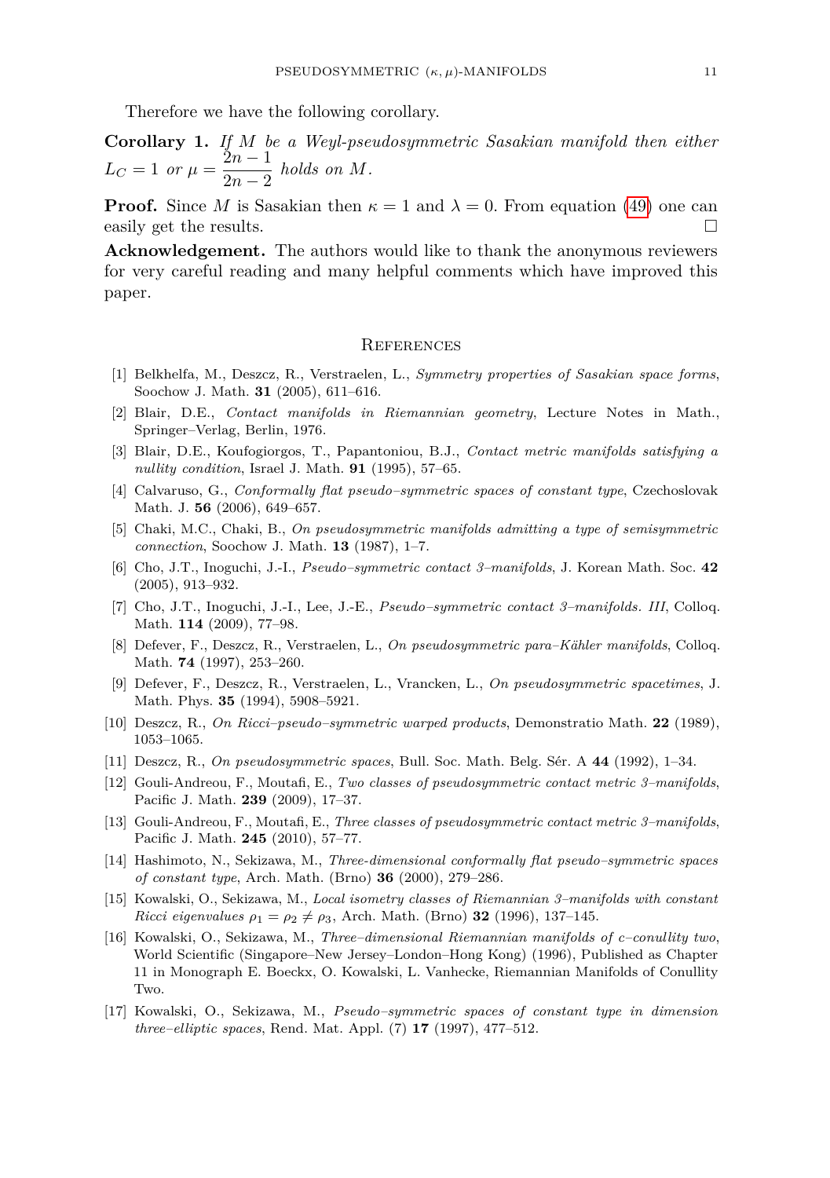Therefore we have the following corollary.

**Corollary 1.** *If $M$ be a Weyl-pseudosymmetric Sasakian manifold then either $L_C = 1$ or $\mu = \dfrac{2n-1}{2n-2}$ holds on $M$.*

**Proof.** Since $M$ is Sasakian then $\kappa = 1$ and $\lambda = 0$. From equation (49) one can easily get the results. □

**Acknowledgement.** The authors would like to thank the anonymous reviewers for very careful reading and many helpful comments which have improved this paper.

## References

[1] Belkhelfa, M., Deszcz, R., Verstraelen, L., *Symmetry properties of Sasakian space forms*, Soochow J. Math. **31** (2005), 611–616.

[2] Blair, D.E., *Contact manifolds in Riemannian geometry*, Lecture Notes in Math., Springer–Verlag, Berlin, 1976.

[3] Blair, D.E., Koufogiorgos, T., Papantoniou, B.J., *Contact metric manifolds satisfying a nullity condition*, Israel J. Math. **91** (1995), 57–65.

[4] Calvaruso, G., *Conformally flat pseudo–symmetric spaces of constant type*, Czechoslovak Math. J. **56** (2006), 649–657.

[5] Chaki, M.C., Chaki, B., *On pseudosymmetric manifolds admitting a type of semisymmetric connection*, Soochow J. Math. **13** (1987), 1–7.

[6] Cho, J.T., Inoguchi, J.-I., *Pseudo–symmetric contact 3–manifolds*, J. Korean Math. Soc. **42** (2005), 913–932.

[7] Cho, J.T., Inoguchi, J.-I., Lee, J.-E., *Pseudo–symmetric contact 3–manifolds. III*, Colloq. Math. **114** (2009), 77–98.

[8] Defever, F., Deszcz, R., Verstraelen, L., *On pseudosymmetric para–Kähler manifolds*, Colloq. Math. **74** (1997), 253–260.

[9] Defever, F., Deszcz, R., Verstraelen, L., Vrancken, L., *On pseudosymmetric spacetimes*, J. Math. Phys. **35** (1994), 5908–5921.

[10] Deszcz, R., *On Ricci–pseudo–symmetric warped products*, Demonstratio Math. **22** (1989), 1053–1065.

[11] Deszcz, R., *On pseudosymmetric spaces*, Bull. Soc. Math. Belg. Sér. A **44** (1992), 1–34.

[12] Gouli-Andreou, F., Moutafi, E., *Two classes of pseudosymmetric contact metric 3–manifolds*, Pacific J. Math. **239** (2009), 17–37.

[13] Gouli-Andreou, F., Moutafi, E., *Three classes of pseudosymmetric contact metric 3–manifolds*, Pacific J. Math. **245** (2010), 57–77.

[14] Hashimoto, N., Sekizawa, M., *Three-dimensional conformally flat pseudo–symmetric spaces of constant type*, Arch. Math. (Brno) **36** (2000), 279–286.

[15] Kowalski, O., Sekizawa, M., *Local isometry classes of Riemannian 3–manifolds with constant Ricci eigenvalues $\rho_1 = \rho_2 \neq \rho_3$*, Arch. Math. (Brno) **32** (1996), 137–145.

[16] Kowalski, O., Sekizawa, M., *Three–dimensional Riemannian manifolds of c–conullity two*, World Scientific (Singapore–New Jersey–London–Hong Kong) (1996), Published as Chapter 11 in Monograph E. Boeckx, O. Kowalski, L. Vanhecke, Riemannian Manifolds of Conullity Two.

[17] Kowalski, O., Sekizawa, M., *Pseudo–symmetric spaces of constant type in dimension three–elliptic spaces*, Rend. Mat. Appl. (7) **17** (1997), 477–512.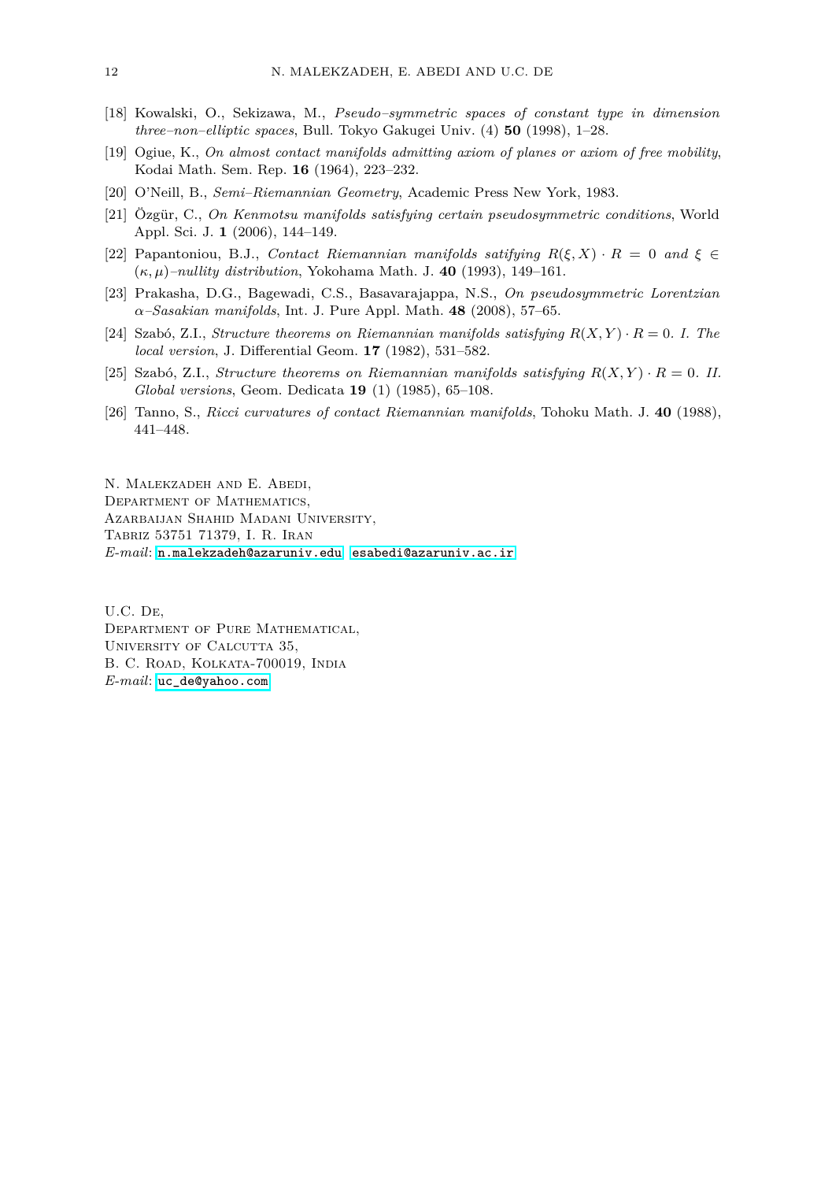[18] Kowalski, O., Sekizawa, M., *Pseudo–symmetric spaces of constant type in dimension three–non–elliptic spaces*, Bull. Tokyo Gakugei Univ. (4) **50** (1998), 1–28.

[19] Ogiue, K., *On almost contact manifolds admitting axiom of planes or axiom of free mobility*, Kodai Math. Sem. Rep. **16** (1964), 223–232.

[20] O'Neill, B., *Semi–Riemannian Geometry*, Academic Press New York, 1983.

[21] Özgür, C., *On Kenmotsu manifolds satisfying certain pseudosymmetric conditions*, World Appl. Sci. J. **1** (2006), 144–149.

[22] Papantoniou, B.J., *Contact Riemannian manifolds satifying $R(\xi, X) \cdot R = 0$ and $\xi \in (\kappa, \mu)$–nullity distribution*, Yokohama Math. J. **40** (1993), 149–161.

[23] Prakasha, D.G., Bagewadi, C.S., Basavarajappa, N.S., *On pseudosymmetric Lorentzian $\alpha$–Sasakian manifolds*, Int. J. Pure Appl. Math. **48** (2008), 57–65.

[24] Szabó, Z.I., *Structure theorems on Riemannian manifolds satisfying $R(X, Y) \cdot R = 0$. I. The local version*, J. Differential Geom. **17** (1982), 531–582.

[25] Szabó, Z.I., *Structure theorems on Riemannian manifolds satisfying $R(X, Y) \cdot R = 0$. II. Global versions*, Geom. Dedicata **19** (1) (1985), 65–108.

[26] Tanno, S., *Ricci curvatures of contact Riemannian manifolds*, Tohoku Math. J. **40** (1988), 441–448.

N. Malekzadeh and E. Abedi,
Department of Mathematics,
Azarbaijan Shahid Madani University,
Tabriz 53751 71379, I. R. Iran
*E-mail*: n.malekzadeh@azaruniv.edu, esabedi@azaruniv.ac.ir

U.C. De,
Department of Pure Mathematical,
University of Calcutta 35,
B. C. Road, Kolkata-700019, India
*E-mail*: uc_de@yahoo.com